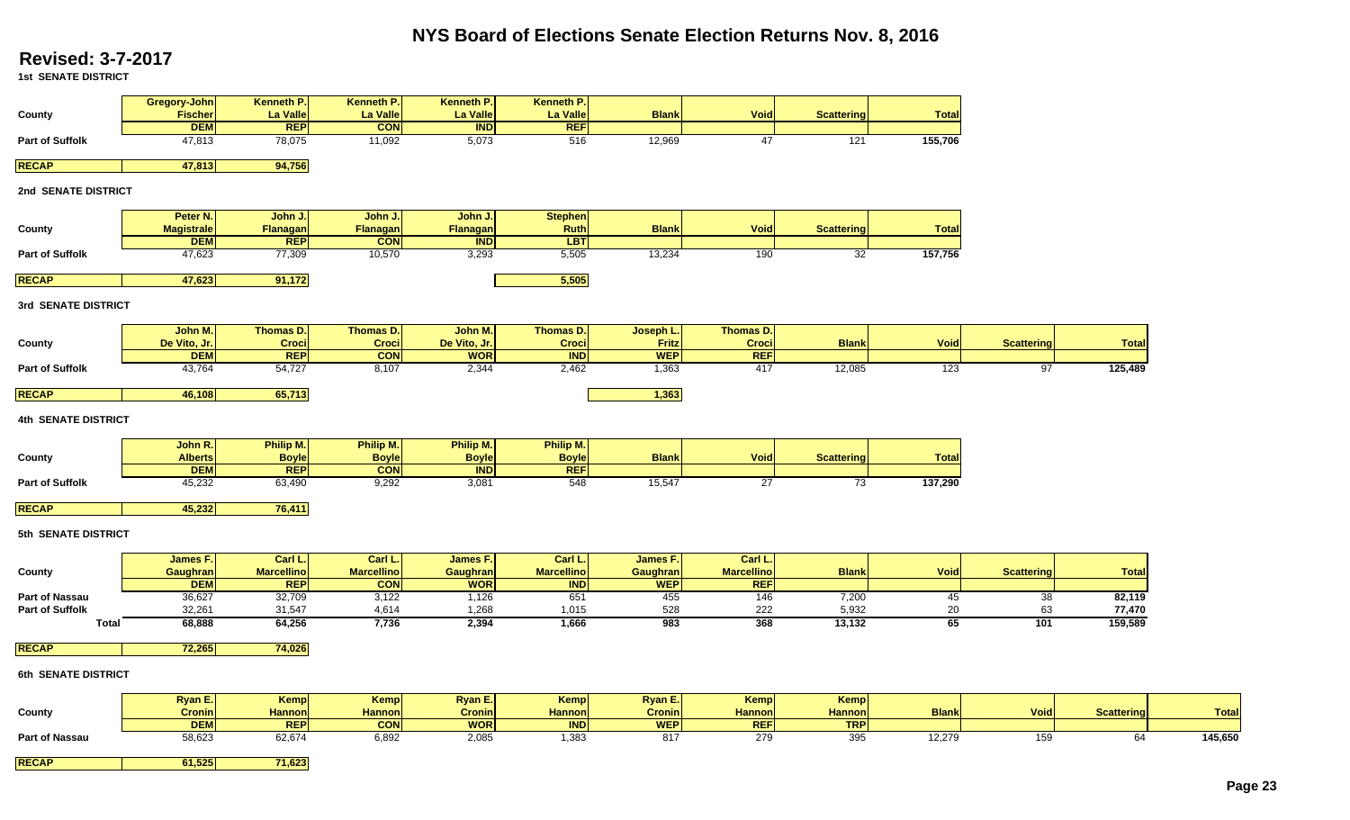# NYS Board of Elections Senate Election Returns Nov. 8, 2016

## Revised: 3-7-2017

### 1st SENATE DISTRICT

| County | Gregory-John Fischer | Kenneth P. La Valle | Kenneth P. La Valle | Kenneth P. La Valle | Kenneth P. La Valle | Blank | Void | Scattering | Total |
|---|---|---|---|---|---|---|---|---|---|
| | DEM | REP | CON | IND | REF | | | | |
| Part of Suffolk | 47,813 | 78,075 | 11,092 | 5,073 | 516 | 12,969 | 47 | 121 | 155,706 |
| **RECAP** | **47,813** | **94,756** | | | | | | | |

### 2nd SENATE DISTRICT

| County | Peter N. Magistrale | John J. Flanagan | John J. Flanagan | John J. Flanagan | Stephen Ruth | Blank | Void | Scattering | Total |
|---|---|---|---|---|---|---|---|---|---|
| | DEM | REP | CON | IND | LBT | | | | |
| Part of Suffolk | 47,623 | 77,309 | 10,570 | 3,293 | 5,505 | 13,234 | 190 | 32 | 157,756 |
| **RECAP** | **47,623** | **91,172** | | | **5,505** | | | | |

### 3rd SENATE DISTRICT

| County | John M. De Vito, Jr. | Thomas D. Croci | Thomas D. Croci | John M. De Vito, Jr. | Thomas D. Croci | Joseph L. Fritz | Thomas D. Croci | Blank | Void | Scattering | Total |
|---|---|---|---|---|---|---|---|---|---|---|---|
| | DEM | REP | CON | WOR | IND | WEP | REF | | | | |
| Part of Suffolk | 43,764 | 54,727 | 8,107 | 2,344 | 2,462 | 1,363 | 417 | 12,085 | 123 | 97 | 125,489 |
| **RECAP** | **46,108** | **65,713** | | | | **1,363** | | | | | |

### 4th SENATE DISTRICT

| County | John R. Alberts | Philip M. Boyle | Philip M. Boyle | Philip M. Boyle | Philip M. Boyle | Blank | Void | Scattering | Total |
|---|---|---|---|---|---|---|---|---|---|
| | DEM | REP | CON | IND | REF | | | | |
| Part of Suffolk | 45,232 | 63,490 | 9,292 | 3,081 | 548 | 15,547 | 27 | 73 | 137,290 |
| **RECAP** | **45,232** | **76,411** | | | | | | | |

### 5th SENATE DISTRICT

| County | James F. Gaughran | Carl L. Marcellino | Carl L. Marcellino | James F. Gaughran | Carl L. Marcellino | James F. Gaughran | Carl L. Marcellino | Blank | Void | Scattering | Total |
|---|---|---|---|---|---|---|---|---|---|---|---|
| | DEM | REP | CON | WOR | IND | WEP | REF | | | | |
| Part of Nassau | 36,627 | 32,709 | 3,122 | 1,126 | 651 | 455 | 146 | 7,200 | 45 | 38 | 82,119 |
| Part of Suffolk | 32,261 | 31,547 | 4,614 | 1,268 | 1,015 | 528 | 222 | 5,932 | 20 | 63 | 77,470 |
| **Total** | **68,888** | **64,256** | **7,736** | **2,394** | **1,666** | **983** | **368** | **13,132** | **65** | **101** | **159,589** |
| **RECAP** | **72,265** | **74,026** | | | | | | | | | |

### 6th SENATE DISTRICT

| County | Ryan E. Cronin | Kemp Hannon | Kemp Hannon | Ryan E. Cronin | Kemp Hannon | Ryan E. Cronin | Kemp Hannon | Kemp Hannon | Blank | Void | Scattering | Total |
|---|---|---|---|---|---|---|---|---|---|---|---|---|
| | DEM | REP | CON | WOR | IND | WEP | REF | TRP | | | | |
| Part of Nassau | 58,623 | 62,674 | 6,892 | 2,085 | 1,383 | 817 | 279 | 395 | 12,279 | 159 | 64 | 145,650 |
| **RECAP** | **61,525** | **71,623** | | | | | | | | | | |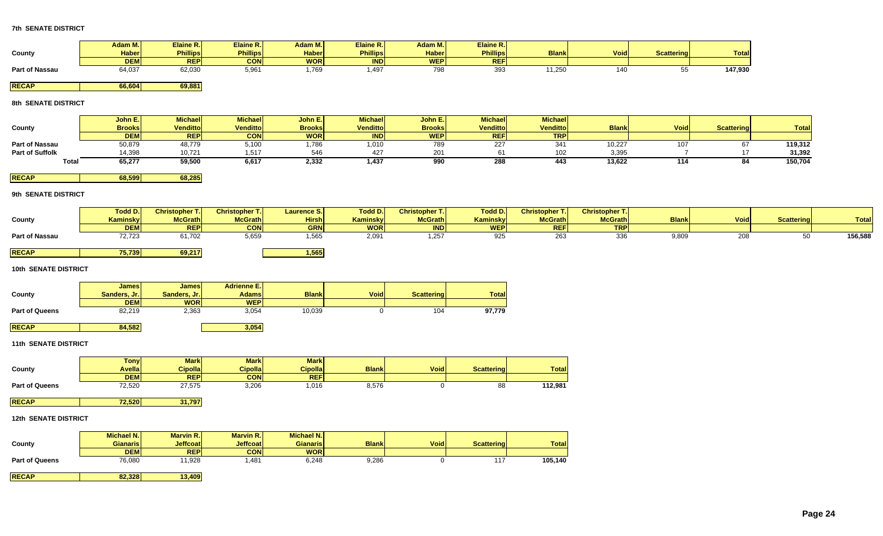**7th SENATE DISTRICT**

| County | Adam M. Haber DEM | Elaine R. Phillips REP | Elaine R. Phillips CON | Adam M. Haber WOR | Elaine R. Phillips IND | Adam M. Haber WEP | Elaine R. Phillips REF | Blank | Void | Scattering | Total |
|---|---|---|---|---|---|---|---|---|---|---|---|
| Part of Nassau | 64,037 | 62,030 | 5,961 | 1,769 | 1,497 | 798 | 393 | 11,250 | 140 | 55 | 147,930 |
| RECAP | 66,604 | 69,881 | | | | | | | | | |

**8th SENATE DISTRICT**

| County | John E. Brooks DEM | Michael Venditto REP | Michael Venditto CON | John E. Brooks WOR | Michael Venditto IND | John E. Brooks WEP | Michael Venditto REF | Michael Venditto TRP | Blank | Void | Scattering | Total |
|---|---|---|---|---|---|---|---|---|---|---|---|---|
| Part of Nassau | 50,879 | 48,779 | 5,100 | 1,786 | 1,010 | 789 | 227 | 341 | 10,227 | 107 | 67 | 119,312 |
| Part of Suffolk | 14,398 | 10,721 | 1,517 | 546 | 427 | 201 | 61 | 102 | 3,395 | 7 | 17 | 31,392 |
| Total | 65,277 | 59,500 | 6,617 | 2,332 | 1,437 | 990 | 288 | 443 | 13,622 | 114 | 84 | 150,704 |
| RECAP | 68,599 | 68,285 | | | | | | | | | | |

**9th SENATE DISTRICT**

| County | Todd D. Kaminsky DEM | Christopher T. McGrath REP | Christopher T. McGrath CON | Laurence S. Hirsh GRN | Todd D. Kaminsky WOR | Christopher T. McGrath IND | Todd D. Kaminsky WEP | Christopher T. McGrath REF | Christopher T. McGrath TRP | Blank | Void | Scattering | Total |
|---|---|---|---|---|---|---|---|---|---|---|---|---|---|
| Part of Nassau | 72,723 | 61,702 | 5,659 | 1,565 | 2,091 | 1,257 | 925 | 263 | 336 | 9,809 | 208 | 50 | 156,588 |
| RECAP | 75,739 | 69,217 | | 1,565 | | | | | | | | | |

**10th SENATE DISTRICT**

| County | James Sanders, Jr. DEM | James Sanders, Jr. WOR | Adrienne E. Adams WEP | Blank | Void | Scattering | Total |
|---|---|---|---|---|---|---|---|
| Part of Queens | 82,219 | 2,363 | 3,054 | 10,039 | 0 | 104 | 97,779 |
| RECAP | 84,582 | | 3,054 | | | | |

**11th SENATE DISTRICT**

| County | Tony Avella DEM | Mark Cipolla REP | Mark Cipolla CON | Mark Cipolla REF | Blank | Void | Scattering | Total |
|---|---|---|---|---|---|---|---|---|
| Part of Queens | 72,520 | 27,575 | 3,206 | 1,016 | 8,576 | 0 | 88 | 112,981 |
| RECAP | 72,520 | 31,797 | | | | | | |

**12th SENATE DISTRICT**

| County | Michael N. Gianaris DEM | Marvin R. Jeffcoat REP | Marvin R. Jeffcoat CON | Michael N. Gianaris WOR | Blank | Void | Scattering | Total |
|---|---|---|---|---|---|---|---|---|
| Part of Queens | 76,080 | 11,928 | 1,481 | 6,248 | 9,286 | 0 | 117 | 105,140 |
| RECAP | 82,328 | 13,409 | | | | | | |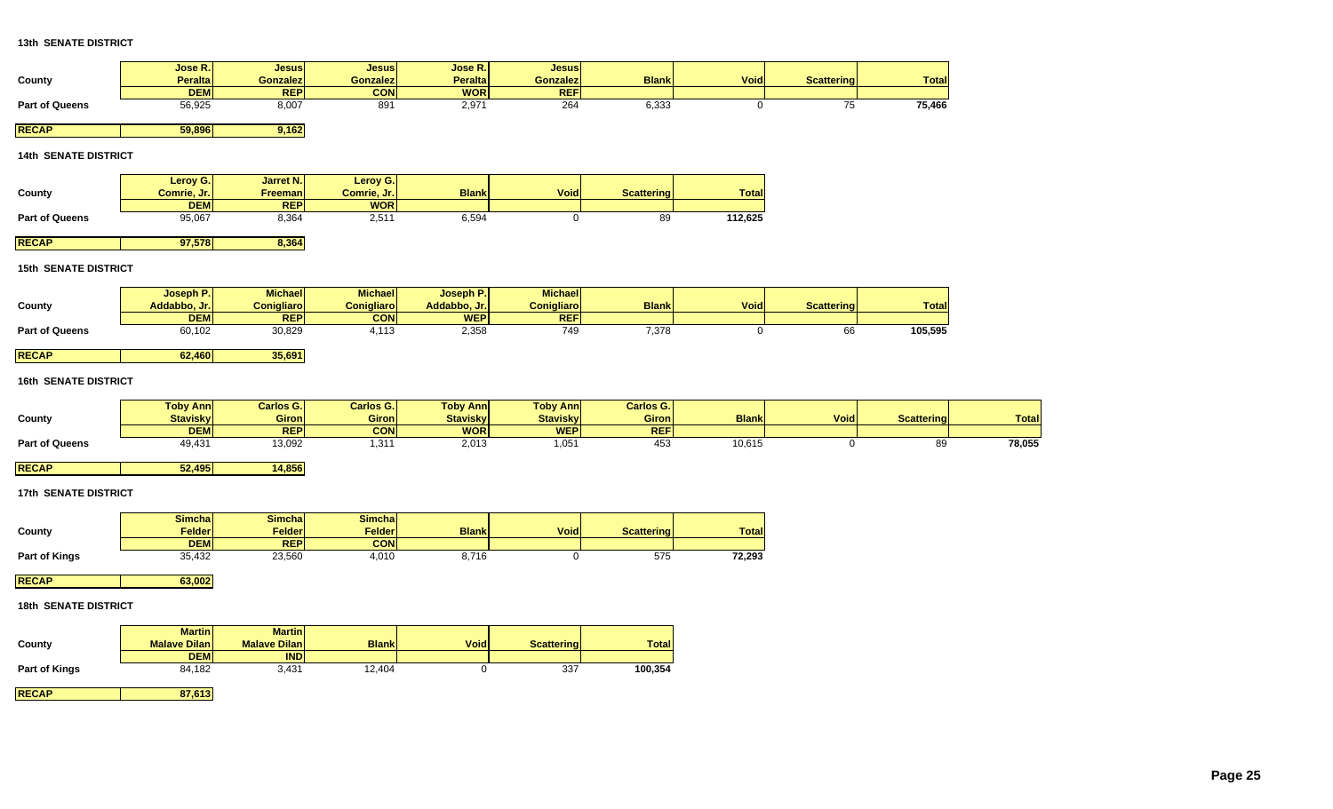**13th SENATE DISTRICT**

| County | Jose R. Peralta | Jesus Gonzalez | Jesus Gonzalez | Jose R. Peralta | Jesus Gonzalez | Blank | Void | Scattering | Total |
|---|---|---|---|---|---|---|---|---|---|
| | DEM | REP | CON | WOR | REF | | | | |
| Part of Queens | 56,925 | 8,007 | 891 | 2,971 | 264 | 6,333 | 0 | 75 | **75,466** |
| **RECAP** | **59,896** | **9,162** | | | | | | | |

**14th SENATE DISTRICT**

| County | Leroy G. Comrie, Jr. | Jarret N. Freeman | Leroy G. Comrie, Jr. | Blank | Void | Scattering | Total |
|---|---|---|---|---|---|---|---|
| | DEM | REP | WOR | | | | |
| Part of Queens | 95,067 | 8,364 | 2,511 | 6,594 | 0 | 89 | **112,625** |
| **RECAP** | **97,578** | **8,364** | | | | | |

**15th SENATE DISTRICT**

| County | Joseph P. Addabbo, Jr. | Michael Conigliaro | Michael Conigliaro | Joseph P. Addabbo, Jr. | Michael Conigliaro | Blank | Void | Scattering | Total |
|---|---|---|---|---|---|---|---|---|---|
| | DEM | REP | CON | WEP | REF | | | | |
| Part of Queens | 60,102 | 30,829 | 4,113 | 2,358 | 749 | 7,378 | 0 | 66 | **105,595** |
| **RECAP** | **62,460** | **35,691** | | | | | | | |

**16th SENATE DISTRICT**

| County | Toby Ann Stavisky | Carlos G. Giron | Carlos G. Giron | Toby Ann Stavisky | Toby Ann Stavisky | Carlos G. Giron | Blank | Void | Scattering | Total |
|---|---|---|---|---|---|---|---|---|---|---|
| | DEM | REP | CON | WOR | WEP | REF | | | | |
| Part of Queens | 49,431 | 13,092 | 1,311 | 2,013 | 1,051 | 453 | 10,615 | 0 | 89 | **78,055** |
| **RECAP** | **52,495** | **14,856** | | | | | | | | |

**17th SENATE DISTRICT**

| County | Simcha Felder | Simcha Felder | Simcha Felder | Blank | Void | Scattering | Total |
|---|---|---|---|---|---|---|---|
| | DEM | REP | CON | | | | |
| Part of Kings | 35,432 | 23,560 | 4,010 | 8,716 | 0 | 575 | **72,293** |
| **RECAP** | **63,002** | | | | | | |

**18th SENATE DISTRICT**

| County | Martin Malave Dilan | Martin Malave Dilan | Blank | Void | Scattering | Total |
|---|---|---|---|---|---|---|
| | DEM | IND | | | | |
| Part of Kings | 84,182 | 3,431 | 12,404 | 0 | 337 | **100,354** |
| **RECAP** | **87,613** | | | | | |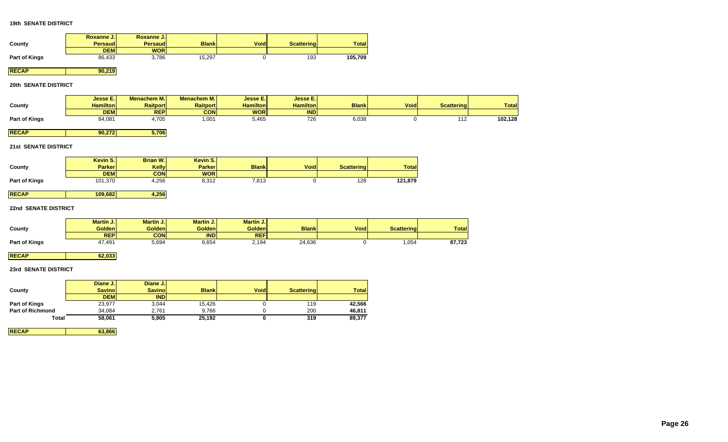#### 19th SENATE DISTRICT

| County | Roxanne J. Persaud DEM | Roxanne J. Persaud WOR | Blank | Void | Scattering | Total |
|---|---|---|---|---|---|---|
| Part of Kings | 86,433 | 3,786 | 15,297 | 0 | 193 | 105,709 |
| RECAP | 90,219 | | | | | |

#### 20th SENATE DISTRICT

| County | Jesse E. Hamilton DEM | Menachem M. Raitport REP | Menachem M. Raitport CON | Jesse E. Hamilton WOR | Jesse E. Hamilton IND | Blank | Void | Scattering | Total |
|---|---|---|---|---|---|---|---|---|---|
| Part of Kings | 84,081 | 4,705 | 1,001 | 5,465 | 726 | 6,038 | 0 | 112 | 102,128 |
| RECAP | 90,272 | 5,706 | | | | | | | |

#### 21st SENATE DISTRICT

| County | Kevin S. Parker DEM | Brian W. Kelly CON | Kevin S. Parker WOR | Blank | Void | Scattering | Total |
|---|---|---|---|---|---|---|---|
| Part of Kings | 101,370 | 4,256 | 8,312 | 7,813 | 0 | 128 | 121,879 |
| RECAP | 109,682 | 4,256 | | | | | |

#### 22nd SENATE DISTRICT

| County | Martin J. Golden REP | Martin J. Golden CON | Martin J. Golden IND | Martin J. Golden REF | Blank | Void | Scattering | Total |
|---|---|---|---|---|---|---|---|---|
| Part of Kings | 47,491 | 5,694 | 6,654 | 2,194 | 24,636 | 0 | 1,054 | 87,723 |
| RECAP | 62,033 | | | | | | | |

#### 23rd SENATE DISTRICT

| County | Diane J. Savino DEM | Diane J. Savino IND | Blank | Void | Scattering | Total |
|---|---|---|---|---|---|---|
| Part of Kings | 23,977 | 3,044 | 15,426 | 0 | 119 | 42,566 |
| Part of Richmond | 34,084 | 2,761 | 9,766 | 0 | 200 | 46,811 |
| Total | 58,061 | 5,805 | 25,192 | 0 | 319 | 89,377 |
| RECAP | 63,866 | | | | | |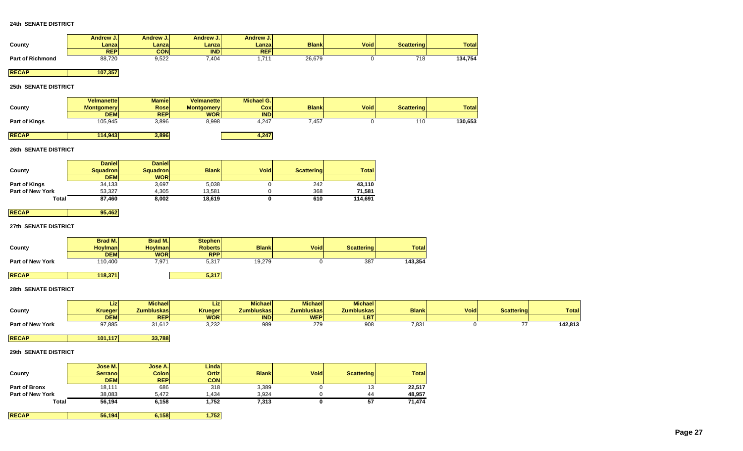### 24th SENATE DISTRICT

| County | Andrew J. Lanza | Andrew J. Lanza | Andrew J. Lanza | Andrew J. Lanza | Blank | Void | Scattering | Total |
|---|---|---|---|---|---|---|---|---|
| | REP | CON | IND | REF | | | | |
| **Part of Richmond** | 88,720 | 9,522 | 7,404 | 1,711 | 26,679 | 0 | 718 | **134,754** |
| **RECAP** | **107,357** | | | | | | | |

### 25th SENATE DISTRICT

| County | Velmanette Montgomery | Mamie Rose | Velmanette Montgomery | Michael G. Cox | Blank | Void | Scattering | Total |
|---|---|---|---|---|---|---|---|---|
| | DEM | REP | WOR | IND | | | | |
| **Part of Kings** | 105,945 | 3,896 | 8,998 | 4,247 | 7,457 | 0 | 110 | **130,653** |
| **RECAP** | **114,943** | **3,896** | | **4,247** | | | | |

### 26th SENATE DISTRICT

| County | Daniel Squadron | Daniel Squadron | Blank | Void | Scattering | Total |
|---|---|---|---|---|---|---|
| | DEM | WOR | | | | |
| **Part of Kings** | 34,133 | 3,697 | 5,038 | 0 | 242 | **43,110** |
| **Part of New York** | 53,327 | 4,305 | 13,581 | 0 | 368 | **71,581** |
| **Total** | **87,460** | **8,002** | **18,619** | **0** | **610** | **114,691** |
| **RECAP** | **95,462** | | | | | |

### 27th SENATE DISTRICT

| County | Brad M. Hoylman | Brad M. Hoylman | Stephen Roberts | Blank | Void | Scattering | Total |
|---|---|---|---|---|---|---|---|
| | DEM | WOR | RPP | | | | |
| **Part of New York** | 110,400 | 7,971 | 5,317 | 19,279 | 0 | 387 | **143,354** |
| **RECAP** | **118,371** | | **5,317** | | | | |

### 28th SENATE DISTRICT

| County | Liz Krueger | Michael Zumbluskas | Liz Krueger | Michael Zumbluskas | Michael Zumbluskas | Michael Zumbluskas | Blank | Void | Scattering | Total |
|---|---|---|---|---|---|---|---|---|---|---|
| | DEM | REP | WOR | IND | WEP | LBT | | | | |
| **Part of New York** | 97,885 | 31,612 | 3,232 | 989 | 279 | 908 | 7,831 | 0 | 77 | **142,813** |
| **RECAP** | **101,117** | **33,788** | | | | | | | | |

### 29th SENATE DISTRICT

| County | Jose M. Serrano | Jose A. Colon | Linda Ortiz | Blank | Void | Scattering | Total |
|---|---|---|---|---|---|---|---|
| | DEM | REP | CON | | | | |
| **Part of Bronx** | 18,111 | 686 | 318 | 3,389 | 0 | 13 | **22,517** |
| **Part of New York** | 38,083 | 5,472 | 1,434 | 3,924 | 0 | 44 | **48,957** |
| **Total** | **56,194** | **6,158** | **1,752** | **7,313** | **0** | **57** | **71,474** |
| **RECAP** | **56,194** | **6,158** | **1,752** | | | | |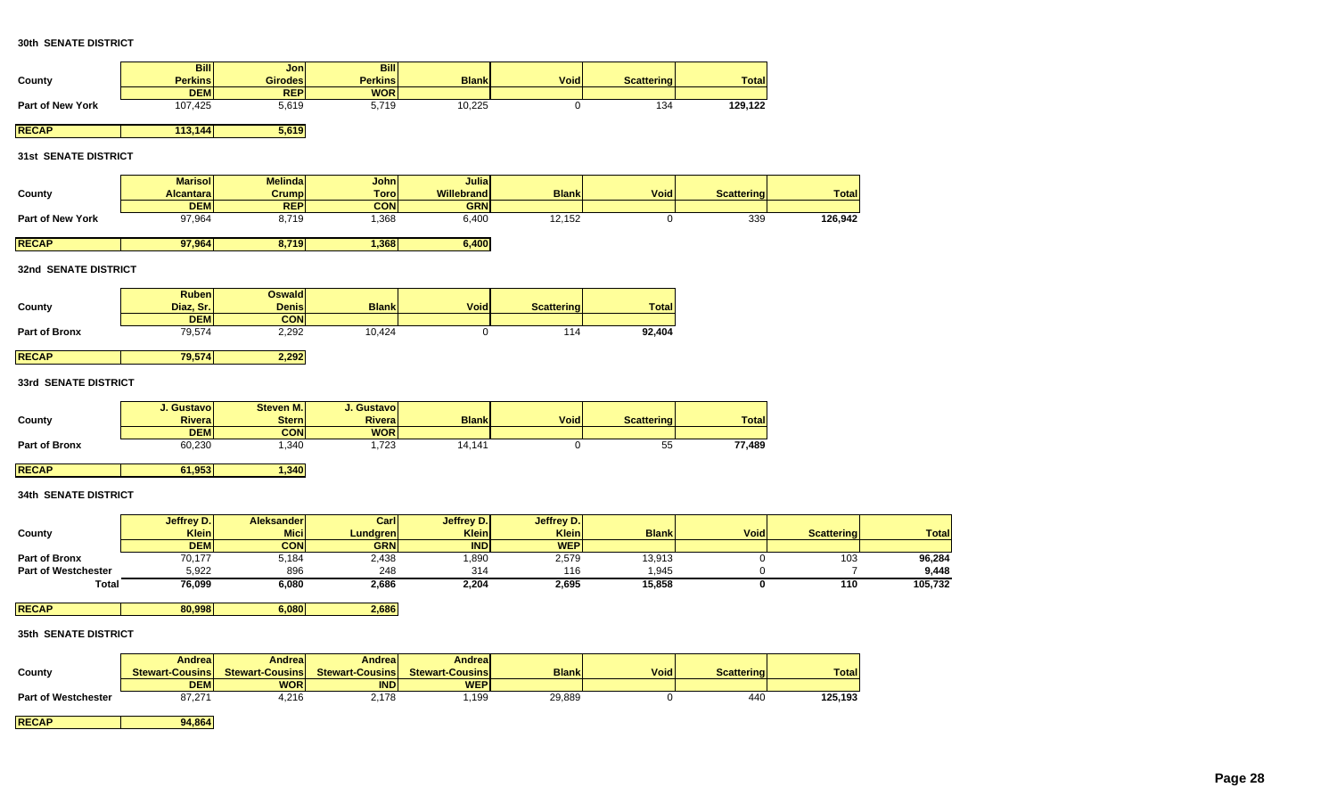**30th SENATE DISTRICT**

| County | Bill Perkins DEM | Jon Girodes REP | Bill Perkins WOR | Blank | Void | Scattering | Total |
|---|---|---|---|---|---|---|---|
| Part of New York | 107,425 | 5,619 | 5,719 | 10,225 | 0 | 134 | 129,122 |
| RECAP | 113,144 | 5,619 | | | | | |

**31st SENATE DISTRICT**

| County | Marisol Alcantara DEM | Melinda Crump REP | John Toro CON | Julia Willebrand GRN | Blank | Void | Scattering | Total |
|---|---|---|---|---|---|---|---|---|
| Part of New York | 97,964 | 8,719 | 1,368 | 6,400 | 12,152 | 0 | 339 | 126,942 |
| RECAP | 97,964 | 8,719 | 1,368 | 6,400 | | | | |

**32nd SENATE DISTRICT**

| County | Ruben Diaz, Sr. DEM | Oswald Denis CON | Blank | Void | Scattering | Total |
|---|---|---|---|---|---|---|
| Part of Bronx | 79,574 | 2,292 | 10,424 | 0 | 114 | 92,404 |
| RECAP | 79,574 | 2,292 | | | | |

**33rd SENATE DISTRICT**

| County | J. Gustavo Rivera DEM | Steven M. Stern CON | J. Gustavo Rivera WOR | Blank | Void | Scattering | Total |
|---|---|---|---|---|---|---|---|
| Part of Bronx | 60,230 | 1,340 | 1,723 | 14,141 | 0 | 55 | 77,489 |
| RECAP | 61,953 | 1,340 | | | | | |

**34th SENATE DISTRICT**

| County | Jeffrey D. Klein DEM | Aleksander Mici CON | Carl Lundgren GRN | Jeffrey D. Klein IND | Jeffrey D. Klein WEP | Blank | Void | Scattering | Total |
|---|---|---|---|---|---|---|---|---|---|
| Part of Bronx | 70,177 | 5,184 | 2,438 | 1,890 | 2,579 | 13,913 | 0 | 103 | 96,284 |
| Part of Westchester | 5,922 | 896 | 248 | 314 | 116 | 1,945 | 0 | 7 | 9,448 |
| Total | 76,099 | 6,080 | 2,686 | 2,204 | 2,695 | 15,858 | 0 | 110 | 105,732 |
| RECAP | 80,998 | 6,080 | 2,686 | | | | | | |

**35th SENATE DISTRICT**

| County | Andrea Stewart-Cousins DEM | Andrea Stewart-Cousins WOR | Andrea Stewart-Cousins IND | Andrea Stewart-Cousins WEP | Blank | Void | Scattering | Total |
|---|---|---|---|---|---|---|---|---|
| Part of Westchester | 87,271 | 4,216 | 2,178 | 1,199 | 29,889 | 0 | 440 | 125,193 |
| RECAP | 94,864 | | | | | | | |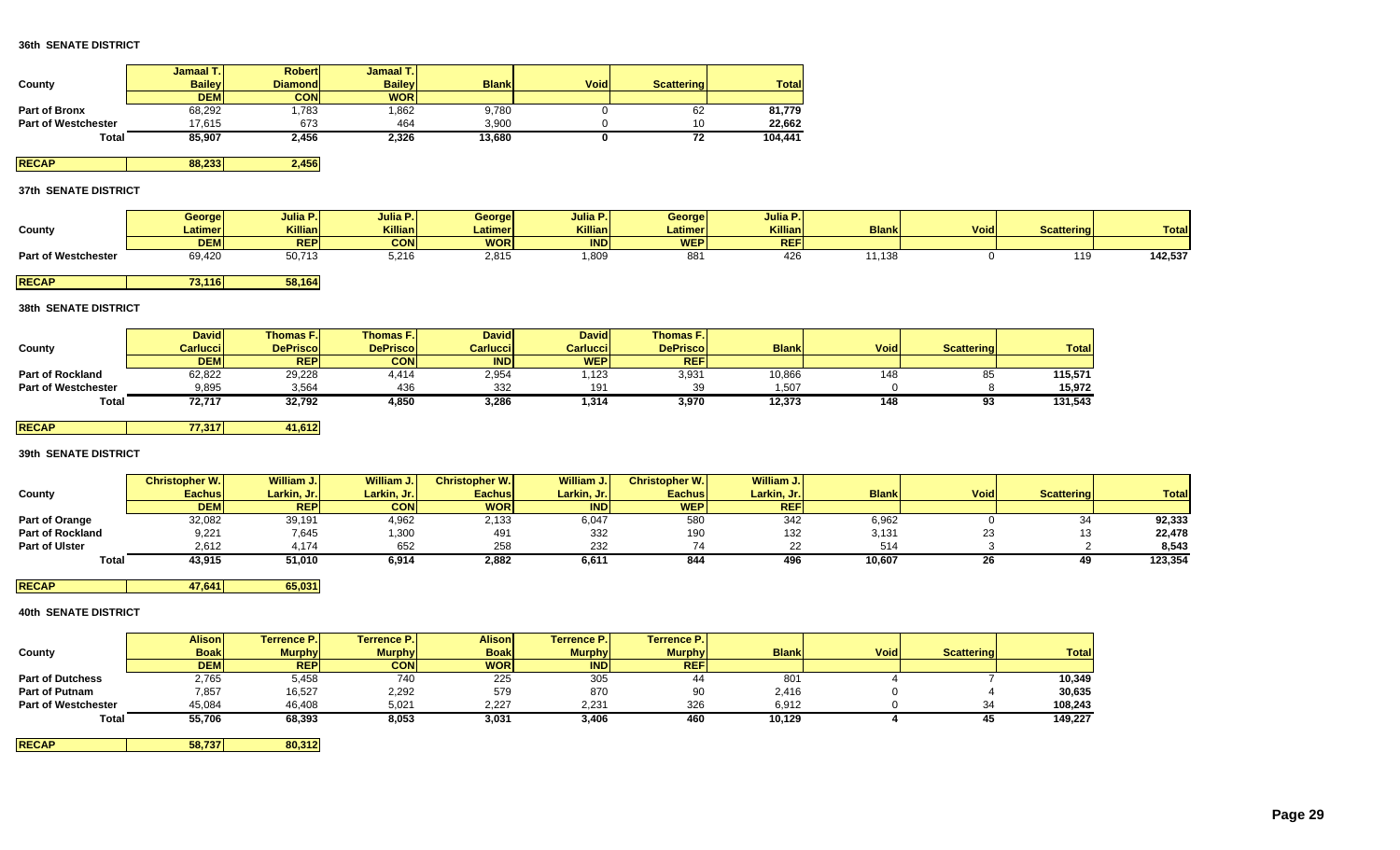**36th SENATE DISTRICT**

| County | Jamaal T. Bailey DEM | Robert Diamond CON | Jamaal T. Bailey WOR | Blank | Void | Scattering | Total |
|---|---|---|---|---|---|---|---|
| Part of Bronx | 68,292 | 1,783 | 1,862 | 9,780 | 0 | 62 | 81,779 |
| Part of Westchester | 17,615 | 673 | 464 | 3,900 | 0 | 10 | 22,662 |
| Total | 85,907 | 2,456 | 2,326 | 13,680 | 0 | 72 | 104,441 |
| RECAP | 88,233 | 2,456 | | | | | |

**37th SENATE DISTRICT**

| County | George Latimer DEM | Julia P. Killian REP | Julia P. Killian CON | George Latimer WOR | Julia P. Killian IND | George Latimer WEP | Julia P. Killian REF | Blank | Void | Scattering | Total |
|---|---|---|---|---|---|---|---|---|---|---|---|
| Part of Westchester | 69,420 | 50,713 | 5,216 | 2,815 | 1,809 | 881 | 426 | 11,138 | 0 | 119 | 142,537 |
| RECAP | 73,116 | 58,164 | | | | | | | | | |

**38th SENATE DISTRICT**

| County | David Carlucci DEM | Thomas F. DePrisco REP | Thomas F. DePrisco CON | David Carlucci IND | David Carlucci WEP | Thomas F. DePrisco REF | Blank | Void | Scattering | Total |
|---|---|---|---|---|---|---|---|---|---|---|
| Part of Rockland | 62,822 | 29,228 | 4,414 | 2,954 | 1,123 | 3,931 | 10,866 | 148 | 85 | 115,571 |
| Part of Westchester | 9,895 | 3,564 | 436 | 332 | 191 | 39 | 1,507 | 0 | 8 | 15,972 |
| Total | 72,717 | 32,792 | 4,850 | 3,286 | 1,314 | 3,970 | 12,373 | 148 | 93 | 131,543 |
| RECAP | 77,317 | 41,612 | | | | | | | | |

**39th SENATE DISTRICT**

| County | Christopher W. Eachus DEM | William J. Larkin, Jr. REP | William J. Larkin, Jr. CON | Christopher W. Eachus WOR | William J. Larkin, Jr. IND | Christopher W. Eachus WEP | William J. Larkin, Jr. REF | Blank | Void | Scattering | Total |
|---|---|---|---|---|---|---|---|---|---|---|---|
| Part of Orange | 32,082 | 39,191 | 4,962 | 2,133 | 6,047 | 580 | 342 | 6,962 | 0 | 34 | 92,333 |
| Part of Rockland | 9,221 | 7,645 | 1,300 | 491 | 332 | 190 | 132 | 3,131 | 23 | 13 | 22,478 |
| Part of Ulster | 2,612 | 4,174 | 652 | 258 | 232 | 74 | 22 | 514 | 3 | 2 | 8,543 |
| Total | 43,915 | 51,010 | 6,914 | 2,882 | 6,611 | 844 | 496 | 10,607 | 26 | 49 | 123,354 |
| RECAP | 47,641 | 65,031 | | | | | | | | | |

**40th SENATE DISTRICT**

| County | Alison Boak DEM | Terrence P. Murphy REP | Terrence P. Murphy CON | Alison Boak WOR | Terrence P. Murphy IND | Terrence P. Murphy REF | Blank | Void | Scattering | Total |
|---|---|---|---|---|---|---|---|---|---|---|
| Part of Dutchess | 2,765 | 5,458 | 740 | 225 | 305 | 44 | 801 | 4 | 7 | 10,349 |
| Part of Putnam | 7,857 | 16,527 | 2,292 | 579 | 870 | 90 | 2,416 | 0 | 4 | 30,635 |
| Part of Westchester | 45,084 | 46,408 | 5,021 | 2,227 | 2,231 | 326 | 6,912 | 0 | 34 | 108,243 |
| Total | 55,706 | 68,393 | 8,053 | 3,031 | 3,406 | 460 | 10,129 | 4 | 45 | 149,227 |
| RECAP | 58,737 | 80,312 | | | | | | | | |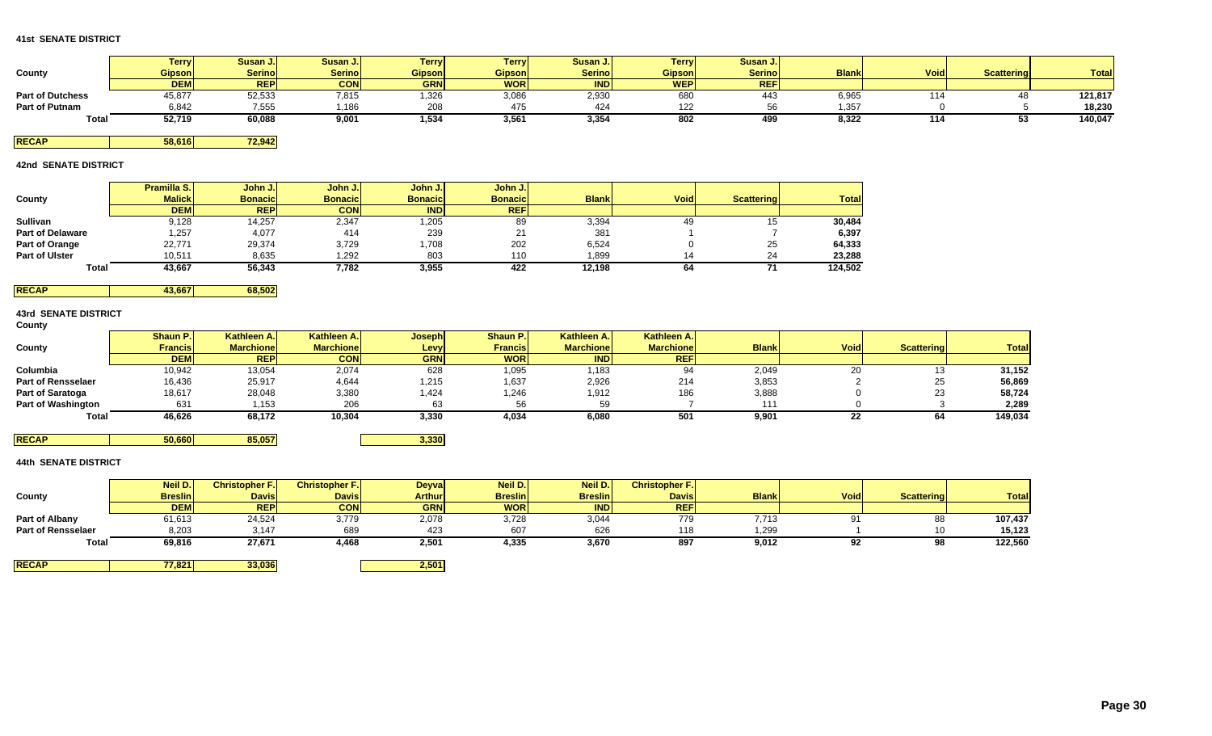**41st SENATE DISTRICT**

| County | Terry Gipson DEM | Susan J. Serino REP | Susan J. Serino CON | Terry Gipson GRN | Terry Gipson WOR | Susan J. Serino IND | Terry Gipson WEP | Susan J. Serino REF | Blank | Void | Scattering | Total |
|---|---|---|---|---|---|---|---|---|---|---|---|---|
| **Part of Dutchess** | 45,877 | 52,533 | 7,815 | 1,326 | 3,086 | 2,930 | 680 | 443 | 6,965 | 114 | 48 | **121,817** |
| **Part of Putnam** | 6,842 | 7,555 | 1,186 | 208 | 475 | 424 | 122 | 56 | 1,357 | 0 | 5 | **18,230** |
| **Total** | **52,719** | **60,088** | **9,001** | **1,534** | **3,561** | **3,354** | **802** | **499** | **8,322** | **114** | **53** | **140,047** |
| **RECAP** | **58,616** | **72,942** | | | | | | | | | | |

**42nd SENATE DISTRICT**

| County | Pramilla S. Malick DEM | John J. Bonacic REP | John J. Bonacic CON | John J. Bonacic IND | John J. Bonacic REF | Blank | Void | Scattering | Total |
|---|---|---|---|---|---|---|---|---|---|
| **Sullivan** | 9,128 | 14,257 | 2,347 | 1,205 | 89 | 3,394 | 49 | 15 | **30,484** |
| **Part of Delaware** | 1,257 | 4,077 | 414 | 239 | 21 | 381 | 1 | 7 | **6,397** |
| **Part of Orange** | 22,771 | 29,374 | 3,729 | 1,708 | 202 | 6,524 | 0 | 25 | **64,333** |
| **Part of Ulster** | 10,511 | 8,635 | 1,292 | 803 | 110 | 1,899 | 14 | 24 | **23,288** |
| **Total** | **43,667** | **56,343** | **7,782** | **3,955** | **422** | **12,198** | **64** | **71** | **124,502** |
| **RECAP** | **43,667** | **68,502** | | | | | | | |

**43rd SENATE DISTRICT**

| County | Shaun P. Francis DEM | Kathleen A. Marchione REP | Kathleen A. Marchione CON | Joseph Levy GRN | Shaun P. Francis WOR | Kathleen A. Marchione IND | Kathleen A. Marchione REF | Blank | Void | Scattering | Total |
|---|---|---|---|---|---|---|---|---|---|---|---|
| **Columbia** | 10,942 | 13,054 | 2,074 | 628 | 1,095 | 1,183 | 94 | 2,049 | 20 | 13 | **31,152** |
| **Part of Rensselaer** | 16,436 | 25,917 | 4,644 | 1,215 | 1,637 | 2,926 | 214 | 3,853 | 2 | 25 | **56,869** |
| **Part of Saratoga** | 18,617 | 28,048 | 3,380 | 1,424 | 1,246 | 1,912 | 186 | 3,888 | 0 | 23 | **58,724** |
| **Part of Washington** | 631 | 1,153 | 206 | 63 | 56 | 59 | 7 | 111 | 0 | 3 | **2,289** |
| **Total** | **46,626** | **68,172** | **10,304** | **3,330** | **4,034** | **6,080** | **501** | **9,901** | **22** | **64** | **149,034** |
| **RECAP** | **50,660** | **85,057** | | **3,330** | | | | | | | |

**44th SENATE DISTRICT**

| County | Neil D. Breslin DEM | Christopher F. Davis REP | Christopher F. Davis CON | Deyva Arthur GRN | Neil D. Breslin WOR | Neil D. Breslin IND | Christopher F. Davis REF | Blank | Void | Scattering | Total |
|---|---|---|---|---|---|---|---|---|---|---|---|
| **Part of Albany** | 61,613 | 24,524 | 3,779 | 2,078 | 3,728 | 3,044 | 779 | 7,713 | 91 | 88 | **107,437** |
| **Part of Rensselaer** | 8,203 | 3,147 | 689 | 423 | 607 | 626 | 118 | 1,299 | 1 | 10 | **15,123** |
| **Total** | **69,816** | **27,671** | **4,468** | **2,501** | **4,335** | **3,670** | **897** | **9,012** | **92** | **98** | **122,560** |
| **RECAP** | **77,821** | **33,036** | | **2,501** | | | | | | | |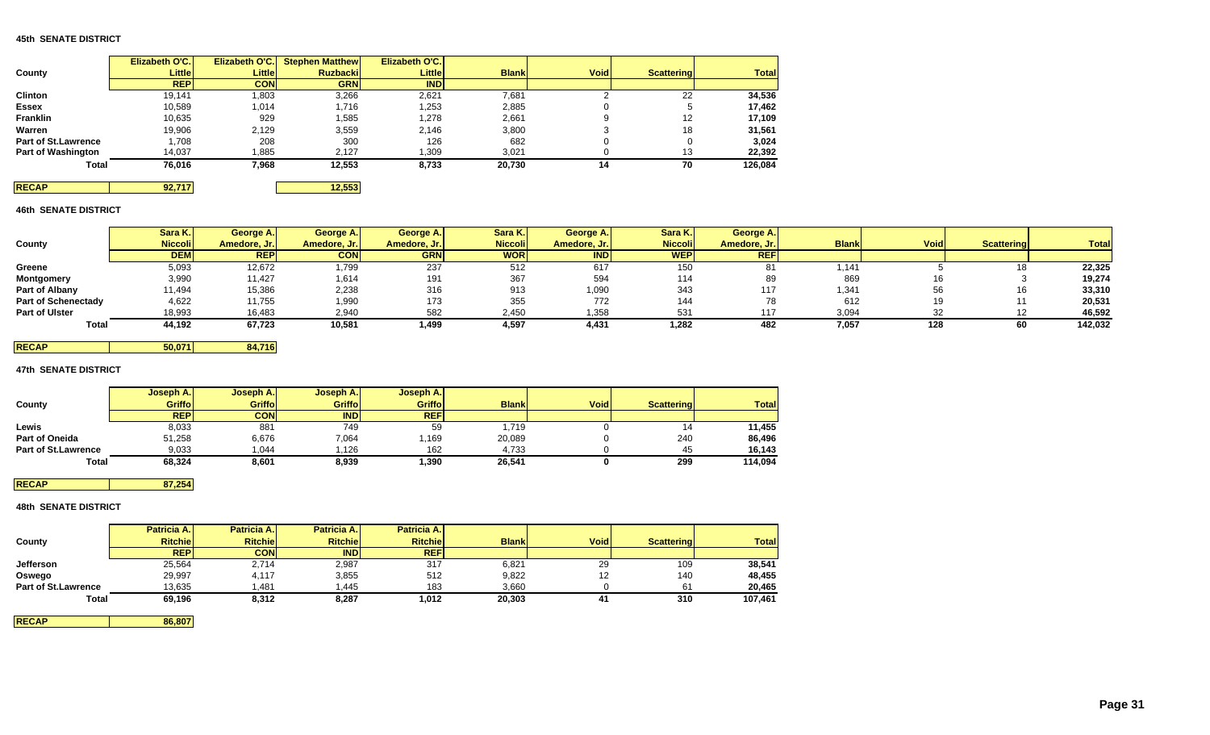### 45th SENATE DISTRICT

| County | Elizabeth O'C. Little | Elizabeth O'C. Little | Stephen Matthew Ruzbacki | Elizabeth O'C. Little | Blank | Void | Scattering | Total |
|---|---|---|---|---|---|---|---|---|
| | REP | CON | GRN | IND | | | | |
| Clinton | 19,141 | 1,803 | 3,266 | 2,621 | 7,681 | 2 | 22 | 34,536 |
| Essex | 10,589 | 1,014 | 1,716 | 1,253 | 2,885 | 0 | 5 | 17,462 |
| Franklin | 10,635 | 929 | 1,585 | 1,278 | 2,661 | 9 | 12 | 17,109 |
| Warren | 19,906 | 2,129 | 3,559 | 2,146 | 3,800 | 3 | 18 | 31,561 |
| Part of St.Lawrence | 1,708 | 208 | 300 | 126 | 682 | 0 | 0 | 3,024 |
| Part of Washington | 14,037 | 1,885 | 2,127 | 1,309 | 3,021 | 0 | 13 | 22,392 |
| Total | 76,016 | 7,968 | 12,553 | 8,733 | 20,730 | 14 | 70 | 126,084 |
| RECAP | 92,717 | | 12,553 | | | | | |

### 46th SENATE DISTRICT

| County | Sara K. Niccoli | George A. Amedore, Jr. | George A. Amedore, Jr. | George A. Amedore, Jr. | Sara K. Niccoli | George A. Amedore, Jr. | Sara K. Niccoli | George A. Amedore, Jr. | Blank | Void | Scattering | Total |
|---|---|---|---|---|---|---|---|---|---|---|---|---|
| | DEM | REP | CON | GRN | WOR | IND | WEP | REF | | | | |
| Greene | 5,093 | 12,672 | 1,799 | 237 | 512 | 617 | 150 | 81 | 1,141 | 5 | 18 | 22,325 |
| Montgomery | 3,990 | 11,427 | 1,614 | 191 | 367 | 594 | 114 | 89 | 869 | 16 | 3 | 19,274 |
| Part of Albany | 11,494 | 15,386 | 2,238 | 316 | 913 | 1,090 | 343 | 117 | 1,341 | 56 | 16 | 33,310 |
| Part of Schenectady | 4,622 | 11,755 | 1,990 | 173 | 355 | 772 | 144 | 78 | 612 | 19 | 11 | 20,531 |
| Part of Ulster | 18,993 | 16,483 | 2,940 | 582 | 2,450 | 1,358 | 531 | 117 | 3,094 | 32 | 12 | 46,592 |
| Total | 44,192 | 67,723 | 10,581 | 1,499 | 4,597 | 4,431 | 1,282 | 482 | 7,057 | 128 | 60 | 142,032 |
| RECAP | 50,071 | 84,716 | | | | | | | | | | |

### 47th SENATE DISTRICT

| County | Joseph A. Griffo | Joseph A. Griffo | Joseph A. Griffo | Joseph A. Griffo | Blank | Void | Scattering | Total |
|---|---|---|---|---|---|---|---|---|
| | REP | CON | IND | REF | | | | |
| Lewis | 8,033 | 881 | 749 | 59 | 1,719 | 0 | 14 | 11,455 |
| Part of Oneida | 51,258 | 6,676 | 7,064 | 1,169 | 20,089 | 0 | 240 | 86,496 |
| Part of St.Lawrence | 9,033 | 1,044 | 1,126 | 162 | 4,733 | 0 | 45 | 16,143 |
| Total | 68,324 | 8,601 | 8,939 | 1,390 | 26,541 | 0 | 299 | 114,094 |
| RECAP | 87,254 | | | | | | | |

### 48th SENATE DISTRICT

| County | Patricia A. Ritchie | Patricia A. Ritchie | Patricia A. Ritchie | Patricia A. Ritchie | Blank | Void | Scattering | Total |
|---|---|---|---|---|---|---|---|---|
| | REP | CON | IND | REF | | | | |
| Jefferson | 25,564 | 2,714 | 2,987 | 317 | 6,821 | 29 | 109 | 38,541 |
| Oswego | 29,997 | 4,117 | 3,855 | 512 | 9,822 | 12 | 140 | 48,455 |
| Part of St.Lawrence | 13,635 | 1,481 | 1,445 | 183 | 3,660 | 0 | 61 | 20,465 |
| Total | 69,196 | 8,312 | 8,287 | 1,012 | 20,303 | 41 | 310 | 107,461 |
| RECAP | 86,807 | | | | | | | |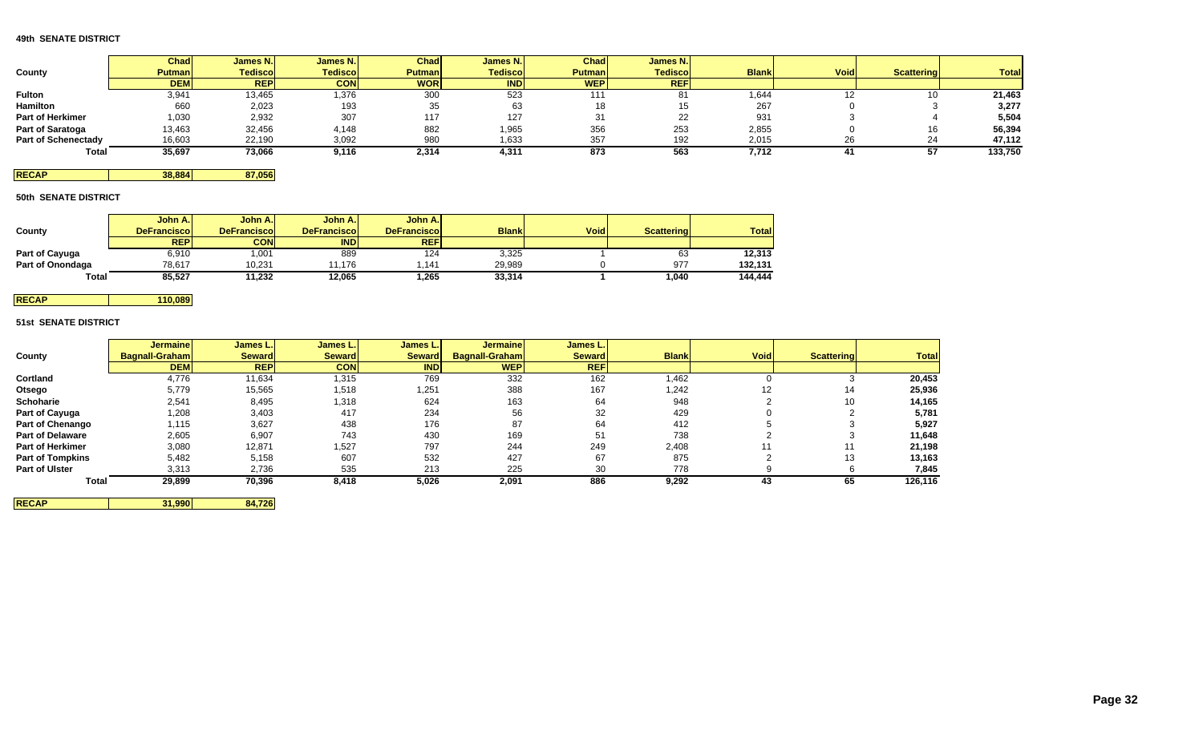**49th SENATE DISTRICT**

| County | Chad Putman | James N. Tedisco | James N. Tedisco | Chad Putman | James N. Tedisco | Chad Putman | James N. Tedisco | Blank | Void | Scattering | Total |
|---|---|---|---|---|---|---|---|---|---|---|---|
| | DEM | REP | CON | WOR | IND | WEP | REF | | | | |
| Fulton | 3,941 | 13,465 | 1,376 | 300 | 523 | 111 | 81 | 1,644 | 12 | 10 | 21,463 |
| Hamilton | 660 | 2,023 | 193 | 35 | 63 | 18 | 15 | 267 | 0 | 3 | 3,277 |
| Part of Herkimer | 1,030 | 2,932 | 307 | 117 | 127 | 31 | 22 | 931 | 3 | 4 | 5,504 |
| Part of Saratoga | 13,463 | 32,456 | 4,148 | 882 | 1,965 | 356 | 253 | 2,855 | 0 | 16 | 56,394 |
| Part of Schenectady | 16,603 | 22,190 | 3,092 | 980 | 1,633 | 357 | 192 | 2,015 | 26 | 24 | 47,112 |
| Total | 35,697 | 73,066 | 9,116 | 2,314 | 4,311 | 873 | 563 | 7,712 | 41 | 57 | 133,750 |

| RECAP | 38,884 | 87,056 |
|---|---|---|

**50th SENATE DISTRICT**

| County | John A. DeFrancisco | John A. DeFrancisco | John A. DeFrancisco | John A. DeFrancisco | Blank | Void | Scattering | Total |
|---|---|---|---|---|---|---|---|---|
| | REP | CON | IND | REF | | | | |
| Part of Cayuga | 6,910 | 1,001 | 889 | 124 | 3,325 | 1 | 63 | 12,313 |
| Part of Onondaga | 78,617 | 10,231 | 11,176 | 1,141 | 29,989 | 0 | 977 | 132,131 |
| Total | 85,527 | 11,232 | 12,065 | 1,265 | 33,314 | 1 | 1,040 | 144,444 |

| RECAP | 110,089 |
|---|---|

**51st SENATE DISTRICT**

| County | Jermaine Bagnall-Graham | James L. Seward | James L. Seward | James L. Seward | Jermaine Bagnall-Graham | James L. Seward | Blank | Void | Scattering | Total |
|---|---|---|---|---|---|---|---|---|---|---|
| | DEM | REP | CON | IND | WEP | REF | | | | |
| Cortland | 4,776 | 11,634 | 1,315 | 769 | 332 | 162 | 1,462 | 0 | 3 | 20,453 |
| Otsego | 5,779 | 15,565 | 1,518 | 1,251 | 388 | 167 | 1,242 | 12 | 14 | 25,936 |
| Schoharie | 2,541 | 8,495 | 1,318 | 624 | 163 | 64 | 948 | 2 | 10 | 14,165 |
| Part of Cayuga | 1,208 | 3,403 | 417 | 234 | 56 | 32 | 429 | 0 | 2 | 5,781 |
| Part of Chenango | 1,115 | 3,627 | 438 | 176 | 87 | 64 | 412 | 5 | 3 | 5,927 |
| Part of Delaware | 2,605 | 6,907 | 743 | 430 | 169 | 51 | 738 | 2 | 3 | 11,648 |
| Part of Herkimer | 3,080 | 12,871 | 1,527 | 797 | 244 | 249 | 2,408 | 11 | 11 | 21,198 |
| Part of Tompkins | 5,482 | 5,158 | 607 | 532 | 427 | 67 | 875 | 2 | 13 | 13,163 |
| Part of Ulster | 3,313 | 2,736 | 535 | 213 | 225 | 30 | 778 | 9 | 6 | 7,845 |
| Total | 29,899 | 70,396 | 8,418 | 5,026 | 2,091 | 886 | 9,292 | 43 | 65 | 126,116 |

| RECAP | 31,990 | 84,726 |
|---|---|---|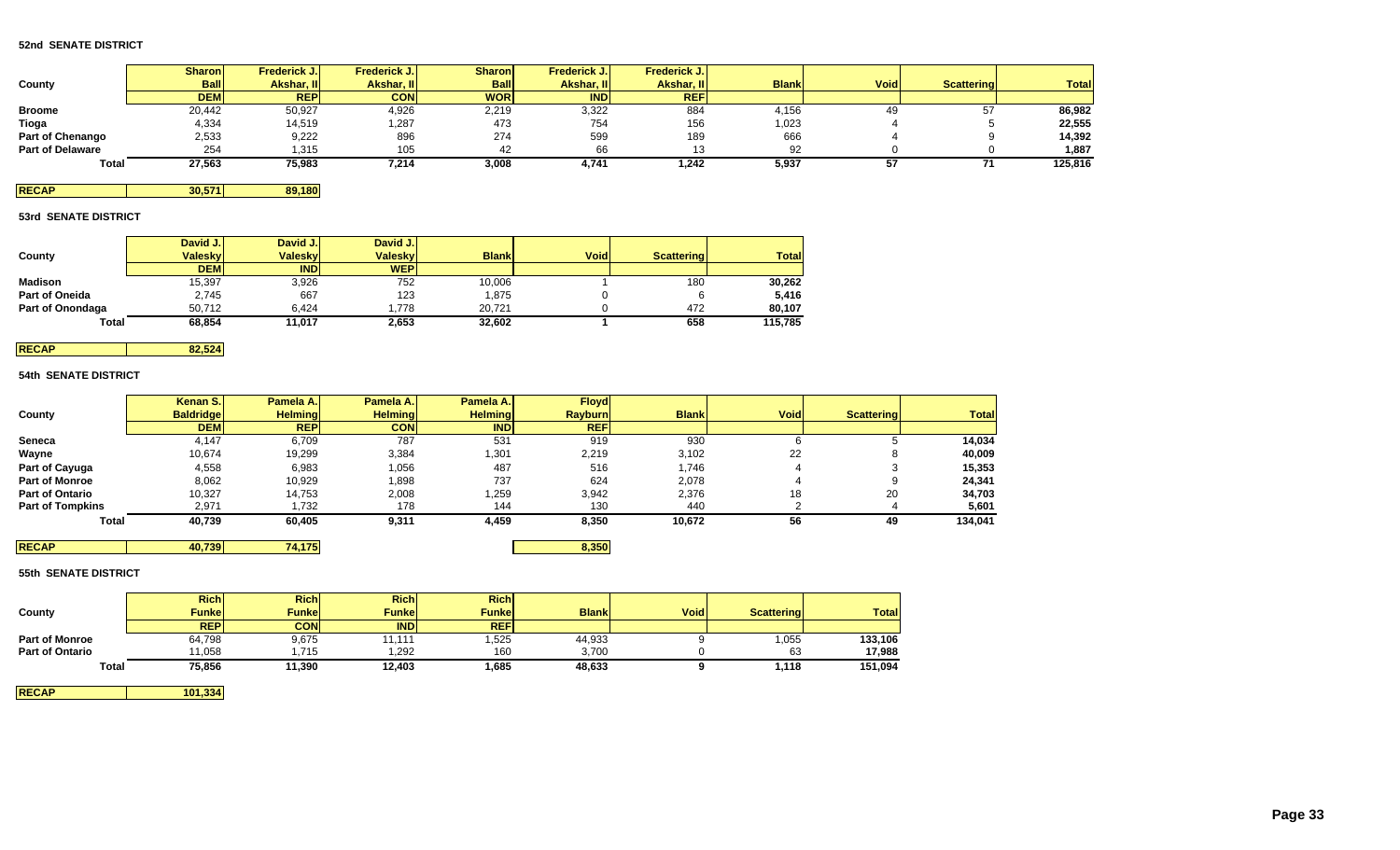### 52nd SENATE DISTRICT

| County | Sharon Ball | Frederick J. Akshar, II | Frederick J. Akshar, II | Sharon Ball | Frederick J. Akshar, II | Frederick J. Akshar, II | Blank | Void | Scattering | Total |
|---|---|---|---|---|---|---|---|---|---|---|
| | DEM | REP | CON | WOR | IND | REF | | | | |
| Broome | 20,442 | 50,927 | 4,926 | 2,219 | 3,322 | 884 | 4,156 | 49 | 57 | 86,982 |
| Tioga | 4,334 | 14,519 | 1,287 | 473 | 754 | 156 | 1,023 | 4 | 5 | 22,555 |
| Part of Chenango | 2,533 | 9,222 | 896 | 274 | 599 | 189 | 666 | 4 | 9 | 14,392 |
| Part of Delaware | 254 | 1,315 | 105 | 42 | 66 | 13 | 92 | 0 | 0 | 1,887 |
| Total | 27,563 | 75,983 | 7,214 | 3,008 | 4,741 | 1,242 | 5,937 | 57 | 71 | 125,816 |
| RECAP | 30,571 | 89,180 | | | | | | | | |

### 53rd SENATE DISTRICT

| County | David J. Valesky | David J. Valesky | David J. Valesky | Blank | Void | Scattering | Total |
|---|---|---|---|---|---|---|---|
| | DEM | IND | WEP | | | | |
| Madison | 15,397 | 3,926 | 752 | 10,006 | 1 | 180 | 30,262 |
| Part of Oneida | 2,745 | 667 | 123 | 1,875 | 0 | 6 | 5,416 |
| Part of Onondaga | 50,712 | 6,424 | 1,778 | 20,721 | 0 | 472 | 80,107 |
| Total | 68,854 | 11,017 | 2,653 | 32,602 | 1 | 658 | 115,785 |
| RECAP | 82,524 | | | | | | |

### 54th SENATE DISTRICT

| County | Kenan S. Baldridge | Pamela A. Helming | Pamela A. Helming | Pamela A. Helming | Floyd Rayburn | Blank | Void | Scattering | Total |
|---|---|---|---|---|---|---|---|---|---|
| | DEM | REP | CON | IND | REF | | | | |
| Seneca | 4,147 | 6,709 | 787 | 531 | 919 | 930 | 6 | 5 | 14,034 |
| Wayne | 10,674 | 19,299 | 3,384 | 1,301 | 2,219 | 3,102 | 22 | 8 | 40,009 |
| Part of Cayuga | 4,558 | 6,983 | 1,056 | 487 | 516 | 1,746 | 4 | 3 | 15,353 |
| Part of Monroe | 8,062 | 10,929 | 1,898 | 737 | 624 | 2,078 | 4 | 9 | 24,341 |
| Part of Ontario | 10,327 | 14,753 | 2,008 | 1,259 | 3,942 | 2,376 | 18 | 20 | 34,703 |
| Part of Tompkins | 2,971 | 1,732 | 178 | 144 | 130 | 440 | 2 | 4 | 5,601 |
| Total | 40,739 | 60,405 | 9,311 | 4,459 | 8,350 | 10,672 | 56 | 49 | 134,041 |
| RECAP | 40,739 | 74,175 | | | 8,350 | | | | |

### 55th SENATE DISTRICT

| County | Rich Funke | Rich Funke | Rich Funke | Rich Funke | Blank | Void | Scattering | Total |
|---|---|---|---|---|---|---|---|---|
| | REP | CON | IND | REF | | | | |
| Part of Monroe | 64,798 | 9,675 | 11,111 | 1,525 | 44,933 | 9 | 1,055 | 133,106 |
| Part of Ontario | 11,058 | 1,715 | 1,292 | 160 | 3,700 | 0 | 63 | 17,988 |
| Total | 75,856 | 11,390 | 12,403 | 1,685 | 48,633 | 9 | 1,118 | 151,094 |
| RECAP | 101,334 | | | | | | | |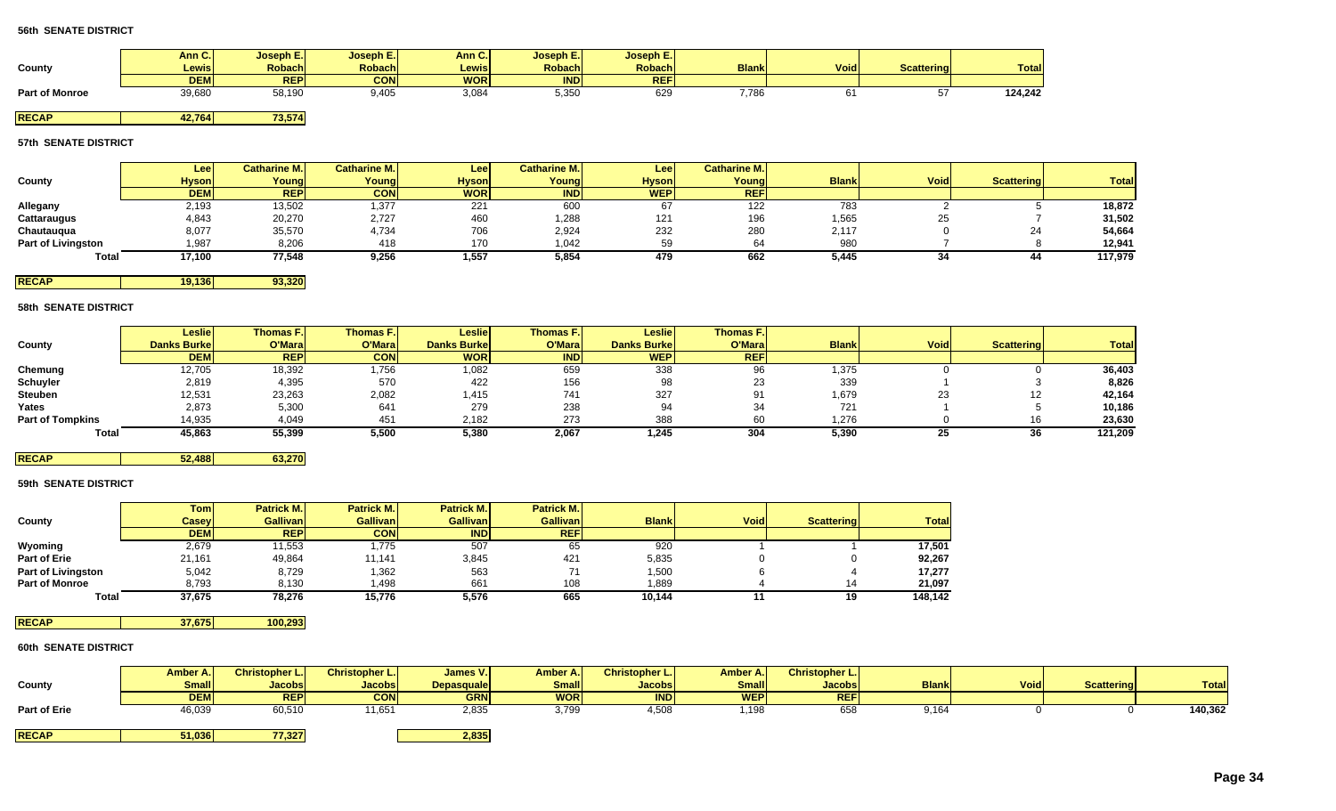**56th SENATE DISTRICT**

| County | Ann C. Lewis DEM | Joseph E. Robach REP | Joseph E. Robach CON | Ann C. Lewis WOR | Joseph E. Robach IND | Joseph E. Robach REF | Blank | Void | Scattering | Total |
|---|---|---|---|---|---|---|---|---|---|---|
| **Part of Monroe** | 39,680 | 58,190 | 9,405 | 3,084 | 5,350 | 629 | 7,786 | 61 | 57 | **124,242** |
| **RECAP** | 42,764 | 73,574 | | | | | | | | |

**57th SENATE DISTRICT**

| County | Lee Hyson DEM | Catharine M. Young REP | Catharine M. Young CON | Lee Hyson WOR | Catharine M. Young IND | Lee Hyson WEP | Catharine M. Young REF | Blank | Void | Scattering | Total |
|---|---|---|---|---|---|---|---|---|---|---|---|
| **Allegany** | 2,193 | 13,502 | 1,377 | 221 | 600 | 67 | 122 | 783 | 2 | 5 | **18,872** |
| **Cattaraugus** | 4,843 | 20,270 | 2,727 | 460 | 1,288 | 121 | 196 | 1,565 | 25 | 7 | **31,502** |
| **Chautauqua** | 8,077 | 35,570 | 4,734 | 706 | 2,924 | 232 | 280 | 2,117 | 0 | 24 | **54,664** |
| **Part of Livingston** | 1,987 | 8,206 | 418 | 170 | 1,042 | 59 | 64 | 980 | 7 | 8 | **12,941** |
| **Total** | **17,100** | **77,548** | **9,256** | **1,557** | **5,854** | **479** | **662** | **5,445** | **34** | **44** | **117,979** |
| **RECAP** | 19,136 | 93,320 | | | | | | | | | |

**58th SENATE DISTRICT**

| County | Leslie Danks Burke DEM | Thomas F. O'Mara REP | Thomas F. O'Mara CON | Leslie Danks Burke WOR | Thomas F. O'Mara IND | Leslie Danks Burke WEP | Thomas F. O'Mara REF | Blank | Void | Scattering | Total |
|---|---|---|---|---|---|---|---|---|---|---|---|
| **Chemung** | 12,705 | 18,392 | 1,756 | 1,082 | 659 | 338 | 96 | 1,375 | 0 | 0 | **36,403** |
| **Schuyler** | 2,819 | 4,395 | 570 | 422 | 156 | 98 | 23 | 339 | 1 | 3 | **8,826** |
| **Steuben** | 12,531 | 23,263 | 2,082 | 1,415 | 741 | 327 | 91 | 1,679 | 23 | 12 | **42,164** |
| **Yates** | 2,873 | 5,300 | 641 | 279 | 238 | 94 | 34 | 721 | 1 | 5 | **10,186** |
| **Part of Tompkins** | 14,935 | 4,049 | 451 | 2,182 | 273 | 388 | 60 | 1,276 | 0 | 16 | **23,630** |
| **Total** | **45,863** | **55,399** | **5,500** | **5,380** | **2,067** | **1,245** | **304** | **5,390** | **25** | **36** | **121,209** |
| **RECAP** | 52,488 | 63,270 | | | | | | | | | |

**59th SENATE DISTRICT**

| County | Tom Casey DEM | Patrick M. Gallivan REP | Patrick M. Gallivan CON | Patrick M. Gallivan IND | Patrick M. Gallivan REF | Blank | Void | Scattering | Total |
|---|---|---|---|---|---|---|---|---|---|
| **Wyoming** | 2,679 | 11,553 | 1,775 | 507 | 65 | 920 | 1 | 1 | **17,501** |
| **Part of Erie** | 21,161 | 49,864 | 11,141 | 3,845 | 421 | 5,835 | 0 | 0 | **92,267** |
| **Part of Livingston** | 5,042 | 8,729 | 1,362 | 563 | 71 | 1,500 | 6 | 4 | **17,277** |
| **Part of Monroe** | 8,793 | 8,130 | 1,498 | 661 | 108 | 1,889 | 4 | 14 | **21,097** |
| **Total** | **37,675** | **78,276** | **15,776** | **5,576** | **665** | **10,144** | **11** | **19** | **148,142** |
| **RECAP** | 37,675 | 100,293 | | | | | | | |

**60th SENATE DISTRICT**

| County | Amber A. Small DEM | Christopher L. Jacobs REP | Christopher L. Jacobs CON | James V. Depasquale GRN | Amber A. Small WOR | Christopher L. Jacobs IND | Amber A. Small WEP | Christopher L. Jacobs REF | Blank | Void | Scattering | Total |
|---|---|---|---|---|---|---|---|---|---|---|---|---|
| **Part of Erie** | 46,039 | 60,510 | 11,651 | 2,835 | 3,799 | 4,508 | 1,198 | 658 | 9,164 | 0 | 0 | **140,362** |
| **RECAP** | 51,036 | 77,327 | | 2,835 | | | | | | | | |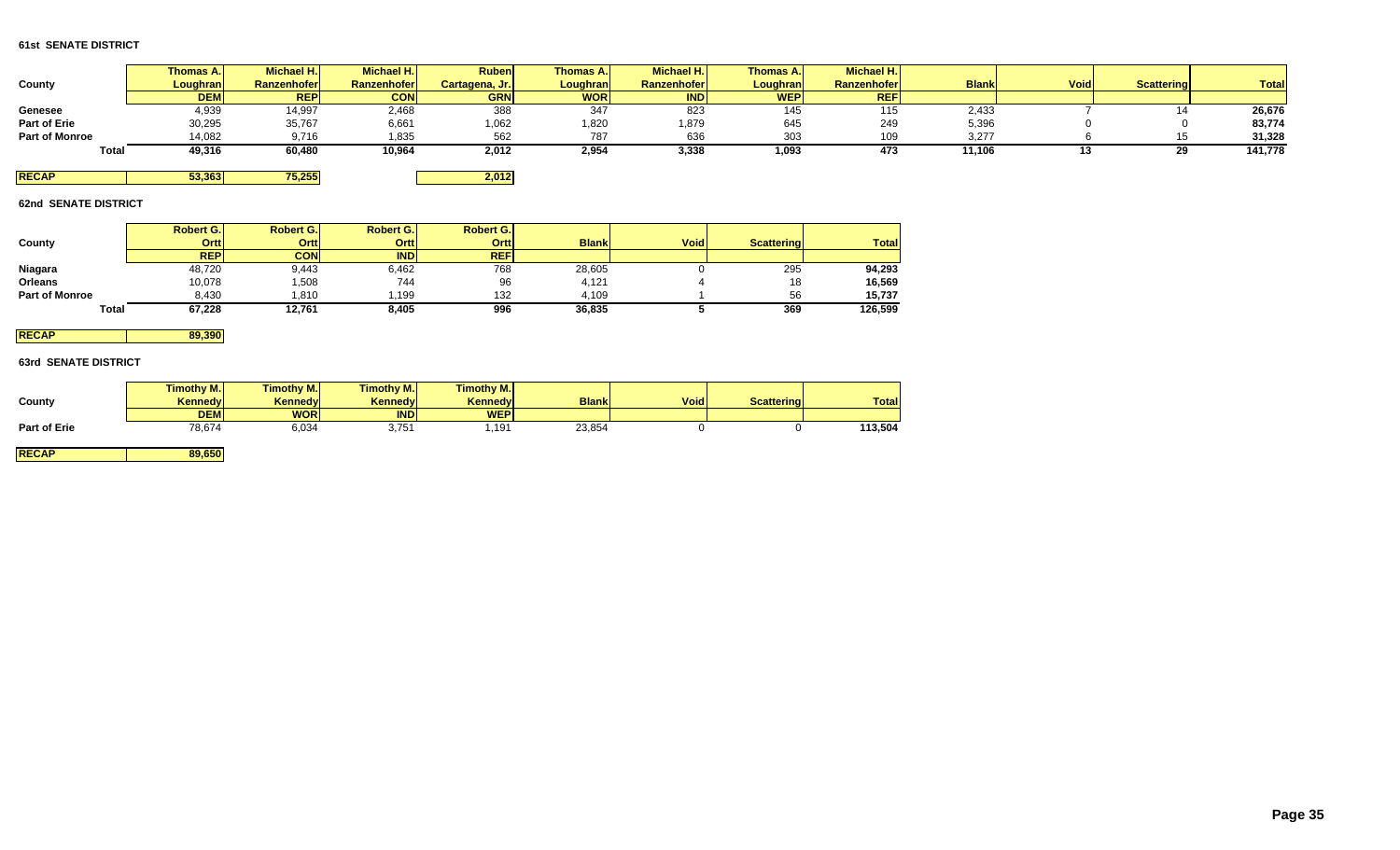### 61st SENATE DISTRICT

| County | Thomas A. Loughran | Michael H. Ranzenhofer | Michael H. Ranzenhofer | Ruben Cartagena, Jr. | Thomas A. Loughran | Michael H. Ranzenhofer | Thomas A. Loughran | Michael H. Ranzenhofer | Blank | Void | Scattering | Total |
|---|---|---|---|---|---|---|---|---|---|---|---|---|
| | DEM | REP | CON | GRN | WOR | IND | WEP | REF | | | | |
| **Genesee** | 4,939 | 14,997 | 2,468 | 388 | 347 | 823 | 145 | 115 | 2,433 | 7 | 14 | **26,676** |
| **Part of Erie** | 30,295 | 35,767 | 6,661 | 1,062 | 1,820 | 1,879 | 645 | 249 | 5,396 | 0 | 0 | **83,774** |
| **Part of Monroe** | 14,082 | 9,716 | 1,835 | 562 | 787 | 636 | 303 | 109 | 3,277 | 6 | 15 | **31,328** |
| **Total** | **49,316** | **60,480** | **10,964** | **2,012** | **2,954** | **3,338** | **1,093** | **473** | **11,106** | **13** | **29** | **141,778** |
| **RECAP** | **53,363** | **75,255** | | **2,012** | | | | | | | | |

### 62nd SENATE DISTRICT

| County | Robert G. Ortt | Robert G. Ortt | Robert G. Ortt | Robert G. Ortt | Blank | Void | Scattering | Total |
|---|---|---|---|---|---|---|---|---|
| | REP | CON | IND | REF | | | | |
| **Niagara** | 48,720 | 9,443 | 6,462 | 768 | 28,605 | 0 | 295 | **94,293** |
| **Orleans** | 10,078 | 1,508 | 744 | 96 | 4,121 | 4 | 18 | **16,569** |
| **Part of Monroe** | 8,430 | 1,810 | 1,199 | 132 | 4,109 | 1 | 56 | **15,737** |
| **Total** | **67,228** | **12,761** | **8,405** | **996** | **36,835** | **5** | **369** | **126,599** |
| **RECAP** | **89,390** | | | | | | | |

### 63rd SENATE DISTRICT

| County | Timothy M. Kennedy | Timothy M. Kennedy | Timothy M. Kennedy | Timothy M. Kennedy | Blank | Void | Scattering | Total |
|---|---|---|---|---|---|---|---|---|
| | DEM | WOR | IND | WEP | | | | |
| **Part of Erie** | 78,674 | 6,034 | 3,751 | 1,191 | 23,854 | 0 | 0 | **113,504** |
| **RECAP** | **89,650** | | | | | | | |